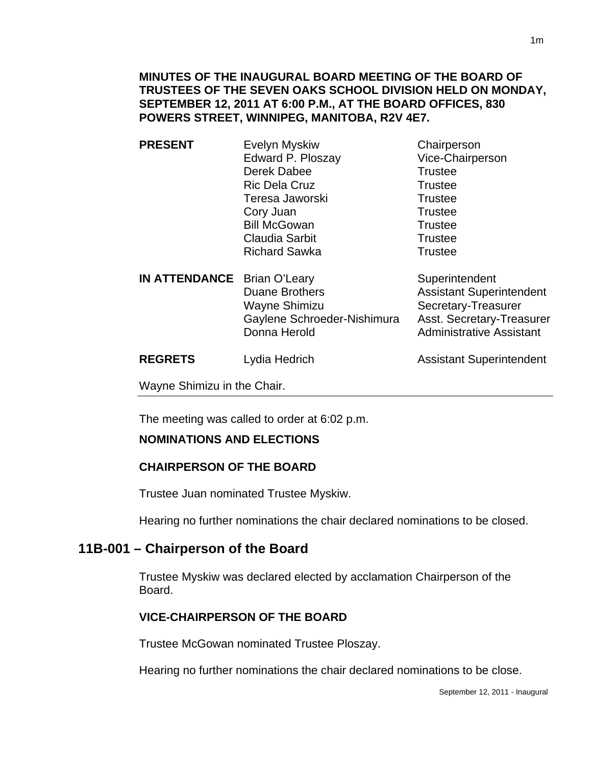**MINUTES OF THE INAUGURAL BOARD MEETING OF THE BOARD OF TRUSTEES OF THE SEVEN OAKS SCHOOL DIVISION HELD ON MONDAY, SEPTEMBER 12, 2011 AT 6:00 P.M., AT THE BOARD OFFICES, 830 POWERS STREET, WINNIPEG, MANITOBA, R2V 4E7.**

| | | |
|---|---|---|
| **PRESENT** | Evelyn Myskiw | Chairperson |
| | Edward P. Ploszay | Vice-Chairperson |
| | Derek Dabee | Trustee |
| | Ric Dela Cruz | Trustee |
| | Teresa Jaworski | Trustee |
| | Cory Juan | Trustee |
| | Bill McGowan | Trustee |
| | Claudia Sarbit | Trustee |
| | Richard Sawka | Trustee |
| **IN ATTENDANCE** | Brian O'Leary | Superintendent |
| | Duane Brothers | Assistant Superintendent |
| | Wayne Shimizu | Secretary-Treasurer |
| | Gaylene Schroeder-Nishimura | Asst. Secretary-Treasurer |
| | Donna Herold | Administrative Assistant |
| **REGRETS** | Lydia Hedrich | Assistant Superintendent |

Wayne Shimizu in the Chair.

---

The meeting was called to order at 6:02 p.m.

**NOMINATIONS AND ELECTIONS**

**CHAIRPERSON OF THE BOARD**

Trustee Juan nominated Trustee Myskiw.

Hearing no further nominations the chair declared nominations to be closed.

## 11B-001 – Chairperson of the Board

Trustee Myskiw was declared elected by acclamation Chairperson of the Board.

**VICE-CHAIRPERSON OF THE BOARD**

Trustee McGowan nominated Trustee Ploszay.

Hearing no further nominations the chair declared nominations to be close.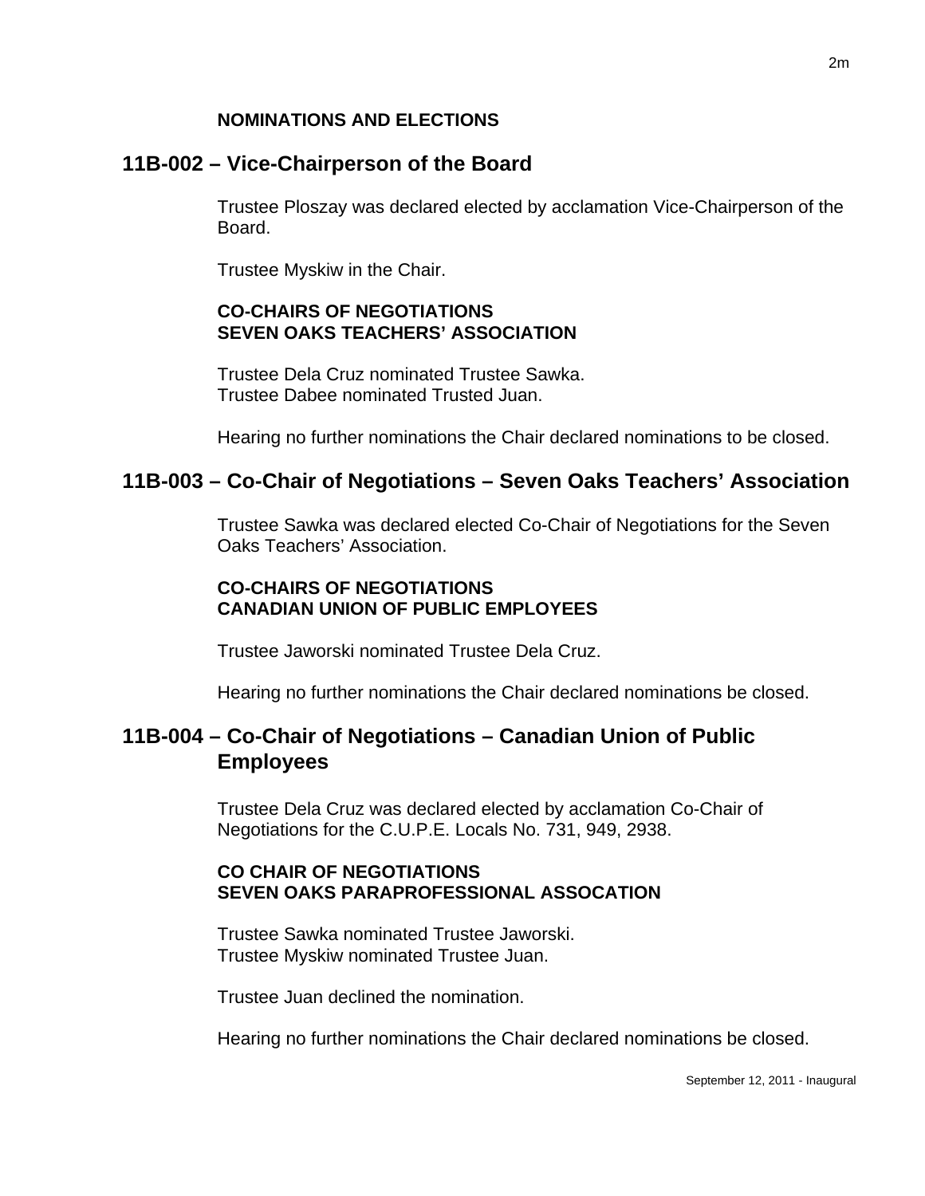**NOMINATIONS AND ELECTIONS**

## 11B-002 – Vice-Chairperson of the Board

Trustee Ploszay was declared elected by acclamation Vice-Chairperson of the Board.

Trustee Myskiw in the Chair.

**CO-CHAIRS OF NEGOTIATIONS**
**SEVEN OAKS TEACHERS' ASSOCIATION**

Trustee Dela Cruz nominated Trustee Sawka.
Trustee Dabee nominated Trusted Juan.

Hearing no further nominations the Chair declared nominations to be closed.

## 11B-003 – Co-Chair of Negotiations – Seven Oaks Teachers' Association

Trustee Sawka was declared elected Co-Chair of Negotiations for the Seven Oaks Teachers' Association.

**CO-CHAIRS OF NEGOTIATIONS**
**CANADIAN UNION OF PUBLIC EMPLOYEES**

Trustee Jaworski nominated Trustee Dela Cruz.

Hearing no further nominations the Chair declared nominations be closed.

## 11B-004 – Co-Chair of Negotiations – Canadian Union of Public Employees

Trustee Dela Cruz was declared elected by acclamation Co-Chair of Negotiations for the C.U.P.E. Locals No. 731, 949, 2938.

**CO CHAIR OF NEGOTIATIONS**
**SEVEN OAKS PARAPROFESSIONAL ASSOCATION**

Trustee Sawka nominated Trustee Jaworski.
Trustee Myskiw nominated Trustee Juan.

Trustee Juan declined the nomination.

Hearing no further nominations the Chair declared nominations be closed.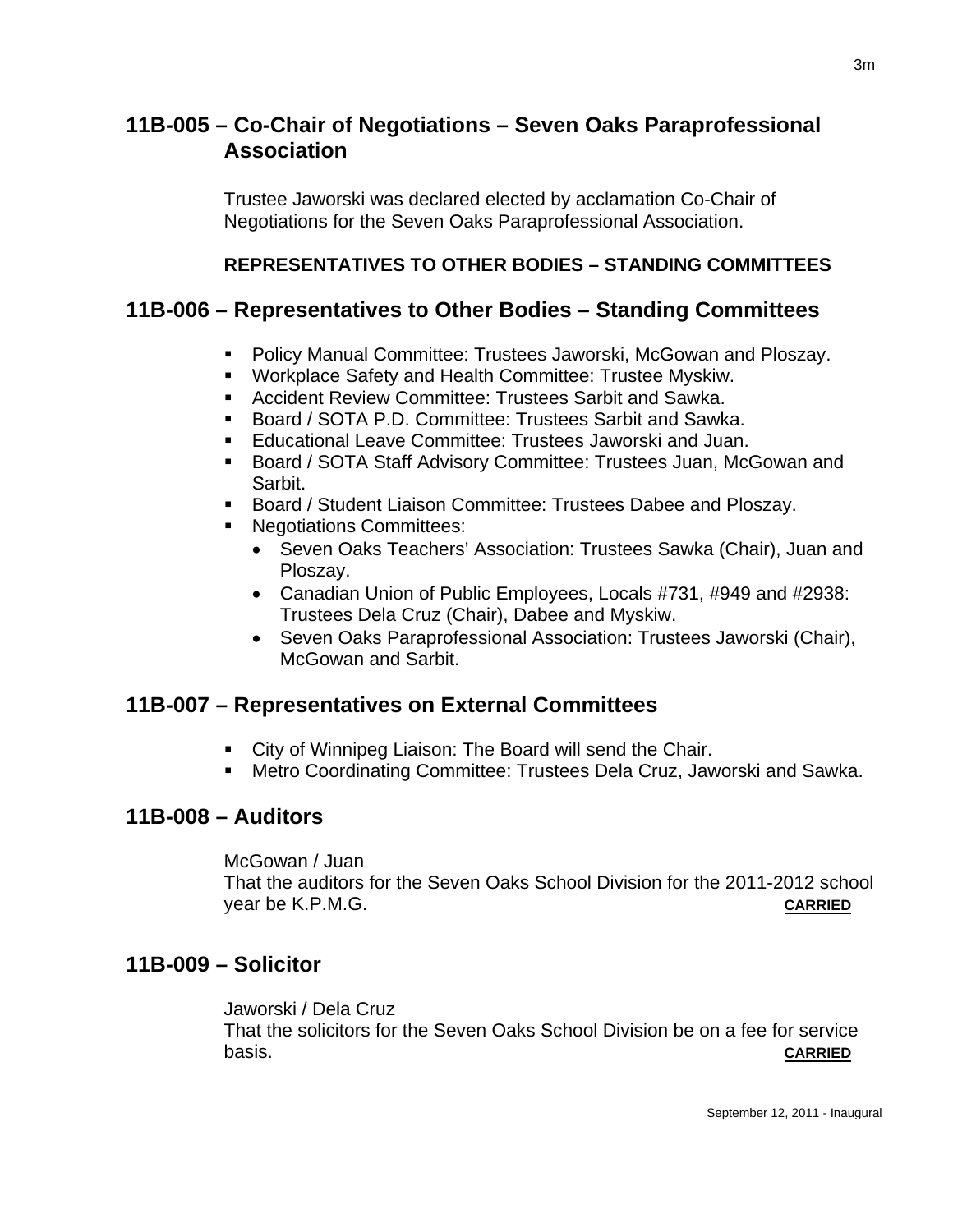## 11B-005 – Co-Chair of Negotiations – Seven Oaks Paraprofessional Association

Trustee Jaworski was declared elected by acclamation Co-Chair of Negotiations for the Seven Oaks Paraprofessional Association.

**REPRESENTATIVES TO OTHER BODIES – STANDING COMMITTEES**

## 11B-006 – Representatives to Other Bodies – Standing Committees

- Policy Manual Committee: Trustees Jaworski, McGowan and Ploszay.
- Workplace Safety and Health Committee: Trustee Myskiw.
- Accident Review Committee: Trustees Sarbit and Sawka.
- Board / SOTA P.D. Committee: Trustees Sarbit and Sawka.
- Educational Leave Committee: Trustees Jaworski and Juan.
- Board / SOTA Staff Advisory Committee: Trustees Juan, McGowan and Sarbit.
- Board / Student Liaison Committee: Trustees Dabee and Ploszay.
- Negotiations Committees:
  - Seven Oaks Teachers' Association: Trustees Sawka (Chair), Juan and Ploszay.
  - Canadian Union of Public Employees, Locals #731, #949 and #2938: Trustees Dela Cruz (Chair), Dabee and Myskiw.
  - Seven Oaks Paraprofessional Association: Trustees Jaworski (Chair), McGowan and Sarbit.

## 11B-007 – Representatives on External Committees

- City of Winnipeg Liaison: The Board will send the Chair.
- Metro Coordinating Committee: Trustees Dela Cruz, Jaworski and Sawka.

## 11B-008 – Auditors

McGowan / Juan
That the auditors for the Seven Oaks School Division for the 2011-2012 school year be K.P.M.G. **CARRIED**

## 11B-009 – Solicitor

Jaworski / Dela Cruz
That the solicitors for the Seven Oaks School Division be on a fee for service basis. **CARRIED**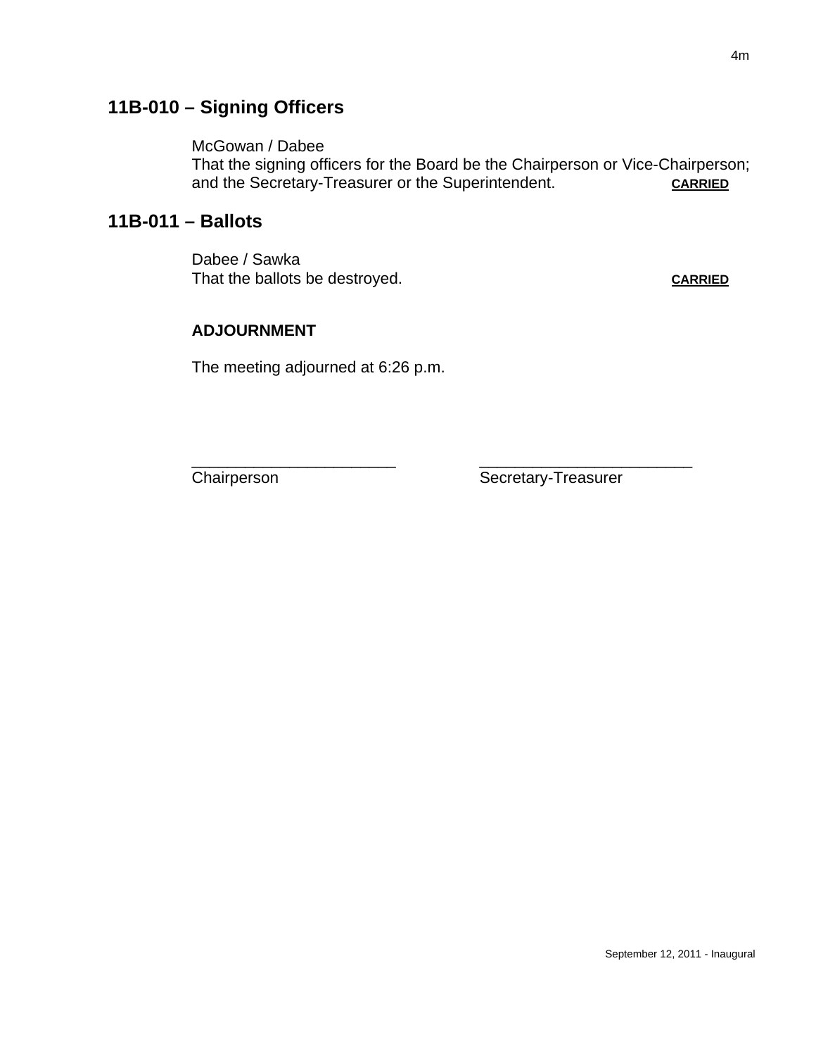## 11B-010 – Signing Officers

McGowan / Dabee
That the signing officers for the Board be the Chairperson or Vice-Chairperson; and the Secretary-Treasurer or the Superintendent. **CARRIED**

## 11B-011 – Ballots

Dabee / Sawka
That the ballots be destroyed. **CARRIED**

**ADJOURNMENT**

The meeting adjourned at 6:26 p.m.

\_\_\_\_\_\_\_\_\_\_\_\_\_\_\_\_\_\_\_\_\_\_\_ \_\_\_\_\_\_\_\_\_\_\_\_\_\_\_\_\_\_\_\_\_\_\_\_

Chairperson Secretary-Treasurer